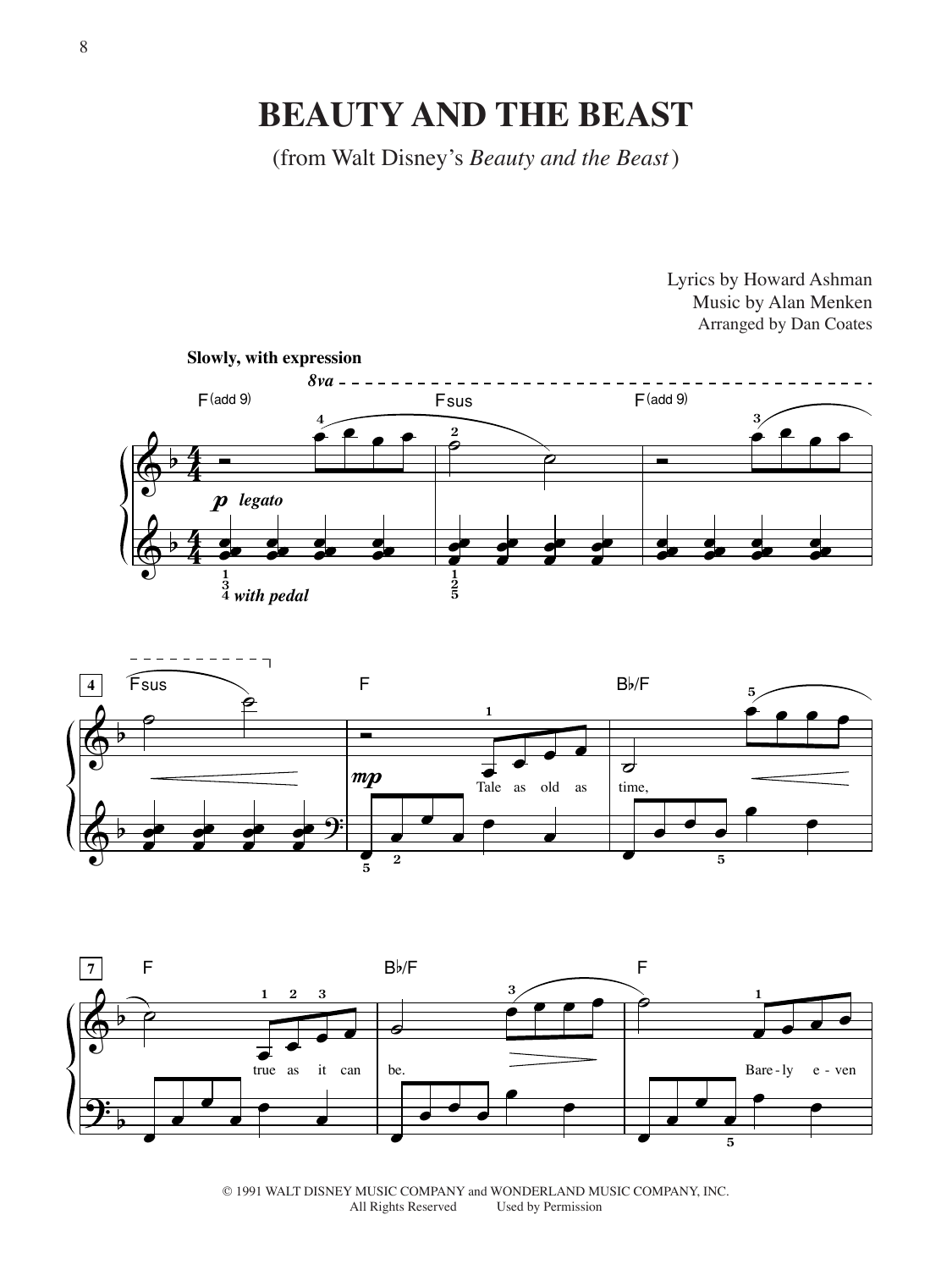# BEAUTY AND THE BEAST

(from Walt Disney's *Beauty and the Beast*)

Lyrics by Howard Ashman
Music by Alan Menken
Arranged by Dan Coates

**Slowly, with expression**

Tale as old as time, true as it can be. Bare-ly e-ven

© 1991 WALT DISNEY MUSIC COMPANY and WONDERLAND MUSIC COMPANY, INC.
All Rights Reserved Used by Permission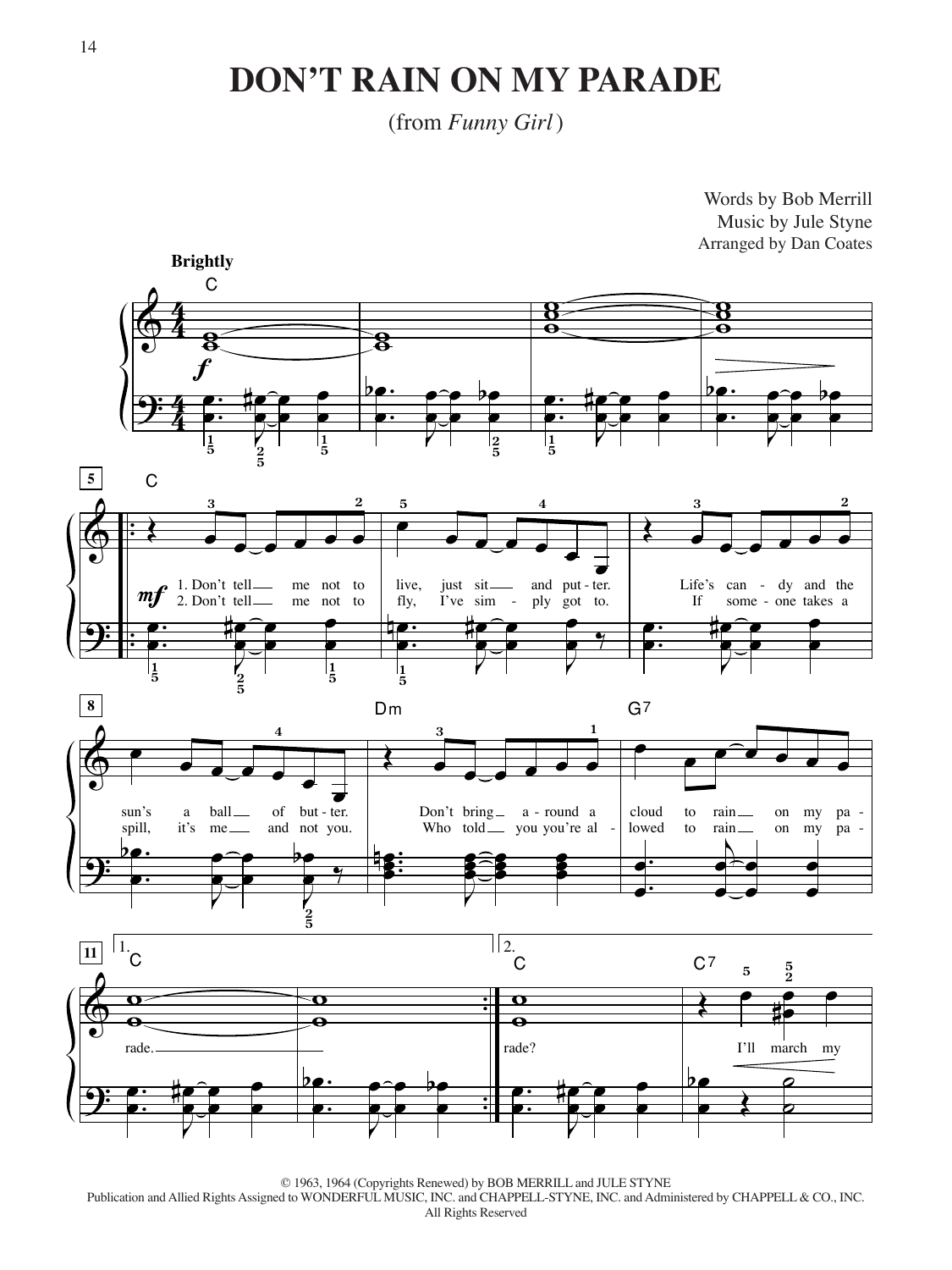# DON'T RAIN ON MY PARADE

(from *Funny Girl*)

Words by Bob Merrill
Music by Jule Styne
Arranged by Dan Coates

© 1963, 1964 (Copyrights Renewed) by BOB MERRILL and JULE STYNE
Publication and Allied Rights Assigned to WONDERFUL MUSIC, INC. and CHAPPELL-STYNE, INC. and Administered by CHAPPELL & CO., INC.
All Rights Reserved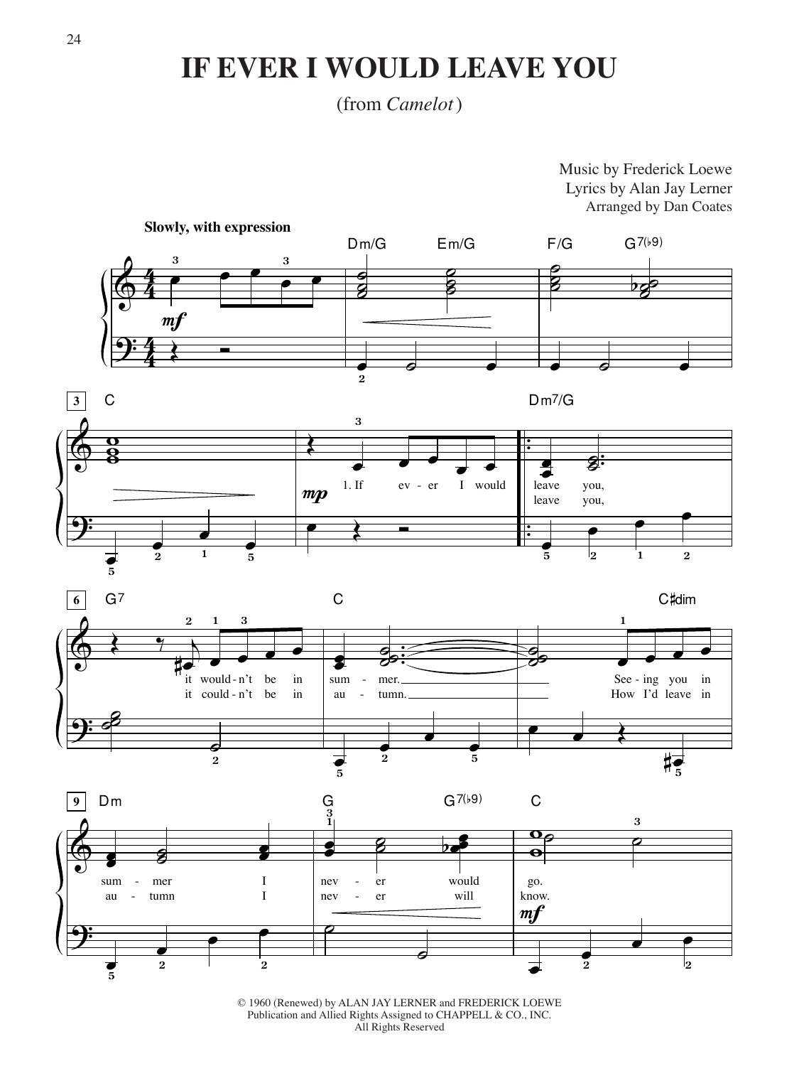# IF EVER I WOULD LEAVE YOU

(from *Camelot*)

Music by Frederick Loewe
Lyrics by Alan Jay Lerner
Arranged by Dan Coates

**Slowly, with expression**

© 1960 (Renewed) by ALAN JAY LERNER and FREDERICK LOEWE
Publication and Allied Rights Assigned to CHAPPELL & CO., INC.
All Rights Reserved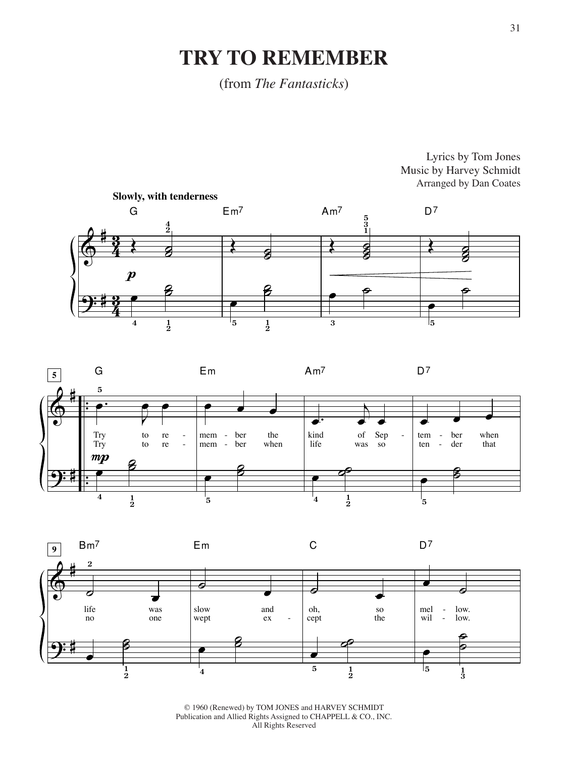# TRY TO REMEMBER

(from *The Fantasticks*)

Lyrics by Tom Jones
Music by Harvey Schmidt
Arranged by Dan Coates

**Slowly, with tenderness**

G Em7 Am7 D7

G Em Am7 D7

Try to re - mem - ber the kind of Sep - tem - ber when
Try to re - mem - ber when life was so ten - der that

Bm7 Em C D7

life was slow and oh, so mel - low.
no one wept ex - cept the wil - low.

© 1960 (Renewed) by TOM JONES and HARVEY SCHMIDT
Publication and Allied Rights Assigned to CHAPPELL & CO., INC.
All Rights Reserved